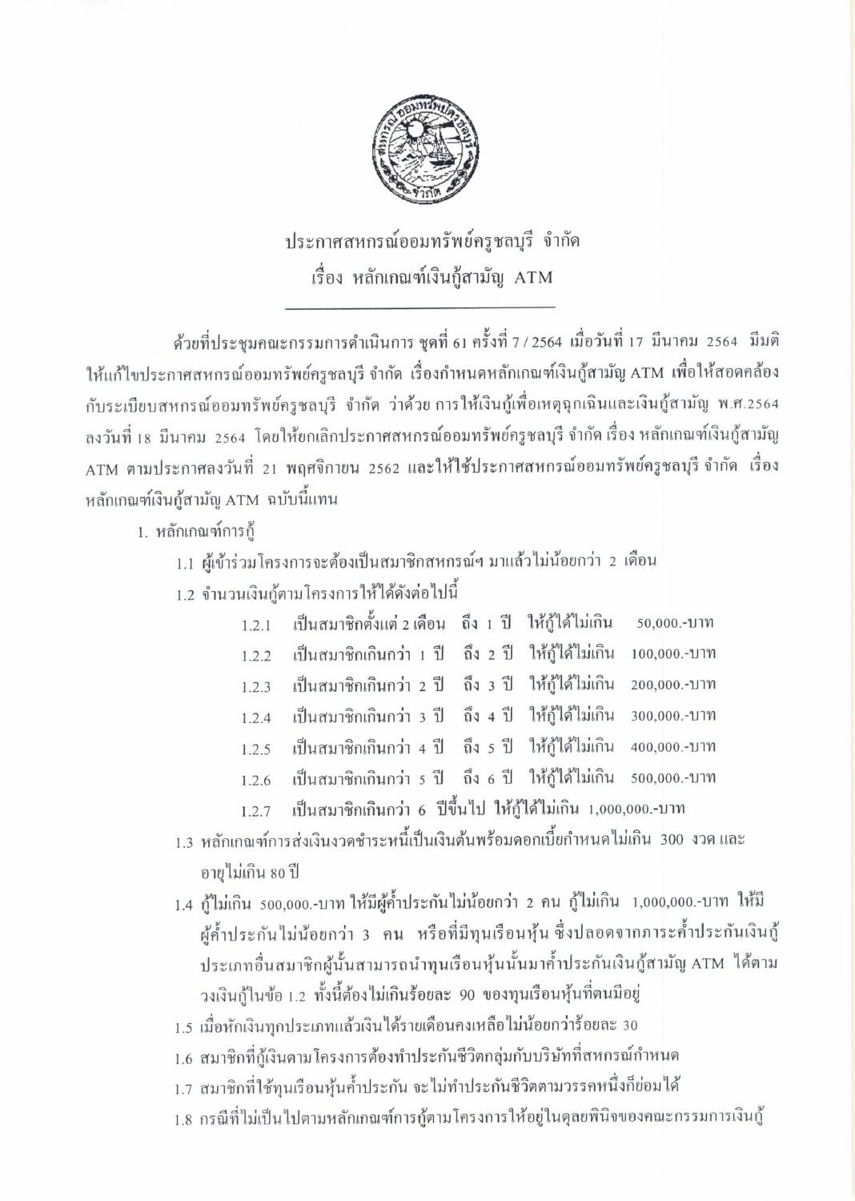# ประกาศสหกรณ์ออมทรัพย์ครูชลบุรี จำกัด
## เรื่อง หลักเกณฑ์เงินกู้สามัญ ATM

---

ด้วยที่ประชุมคณะกรรมการดำเนินการ ชุดที่ 61 ครั้งที่ 7 / 2564 เมื่อวันที่ 17 มีนาคม 2564 มีมติให้แก้ไขประกาศสหกรณ์ออมทรัพย์ครูชลบุรี จำกัด เรื่องกำหนดหลักเกณฑ์เงินกู้สามัญ ATM เพื่อให้สอดคล้องกับระเบียบสหกรณ์ออมทรัพย์ครูชลบุรี จำกัด ว่าด้วย การให้เงินกู้เพื่อเหตุฉุกเฉินและเงินกู้สามัญ พ.ศ.2564 ลงวันที่ 18 มีนาคม 2564 โดยให้ยกเลิกประกาศสหกรณ์ออมทรัพย์ครูชลบุรี จำกัด เรื่อง หลักเกณฑ์เงินกู้สามัญ ATM ตามประกาศลงวันที่ 21 พฤศจิกายน 2562 และให้ใช้ประกาศสหกรณ์ออมทรัพย์ครูชลบุรี จำกัด เรื่อง หลักเกณฑ์เงินกู้สามัญ ATM ฉบับนี้แทน

1. หลักเกณฑ์การกู้
   - 1.1 ผู้เข้าร่วมโครงการจะต้องเป็นสมาชิกสหกรณ์ฯ มาแล้วไม่น้อยกว่า 2 เดือน
   - 1.2 จำนวนเงินกู้ตามโครงการให้ได้ดังต่อไปนี้
     - 1.2.1 เป็นสมาชิกตั้งแต่ 2 เดือน ถึง 1 ปี ให้กู้ได้ไม่เกิน 50,000.-บาท
     - 1.2.2 เป็นสมาชิกเกินกว่า 1 ปี ถึง 2 ปี ให้กู้ได้ไม่เกิน 100,000.-บาท
     - 1.2.3 เป็นสมาชิกเกินกว่า 2 ปี ถึง 3 ปี ให้กู้ได้ไม่เกิน 200,000.-บาท
     - 1.2.4 เป็นสมาชิกเกินกว่า 3 ปี ถึง 4 ปี ให้กู้ได้ไม่เกิน 300,000.-บาท
     - 1.2.5 เป็นสมาชิกเกินกว่า 4 ปี ถึง 5 ปี ให้กู้ได้ไม่เกิน 400,000.-บาท
     - 1.2.6 เป็นสมาชิกเกินกว่า 5 ปี ถึง 6 ปี ให้กู้ได้ไม่เกิน 500,000.-บาท
     - 1.2.7 เป็นสมาชิกเกินกว่า 6 ปีขึ้นไป ให้กู้ได้ไม่เกิน 1,000,000.-บาท
   - 1.3 หลักเกณฑ์การส่งเงินงวดชำระหนี้เป็นเงินต้นพร้อมดอกเบี้ยกำหนดไม่เกิน 300 งวด และอายุไม่เกิน 80 ปี
   - 1.4 กู้ไม่เกิน 500,000.-บาท ให้มีผู้ค้ำประกันไม่น้อยกว่า 2 คน กู้ไม่เกิน 1,000,000.-บาท ให้มีผู้ค้ำประกันไม่น้อยกว่า 3 คน หรือที่มีทุนเรือนหุ้น ซึ่งปลอดจากภาระค้ำประกันเงินกู้ประเภทอื่นสมาชิกผู้นั้นสามารถนำทุนเรือนหุ้นนั้นมาค้ำประกันเงินกู้สามัญ ATM ได้ตามวงเงินกู้ในข้อ 1.2 ทั้งนี้ต้องไม่เกินร้อยละ 90 ของทุนเรือนหุ้นที่ตนมีอยู่
   - 1.5 เมื่อหักเงินทุกประเภทแล้วเงินได้รายเดือนคงเหลือไม่น้อยกว่าร้อยละ 30
   - 1.6 สมาชิกที่กู้เงินตามโครงการต้องทำประกันชีวิตกลุ่มกับบริษัทที่สหกรณ์กำหนด
   - 1.7 สมาชิกที่ใช้ทุนเรือนหุ้นค้ำประกัน จะไม่ทำประกันชีวิตตามวรรคหนึ่งก็ย่อมได้
   - 1.8 กรณีที่ไม่เป็นไปตามหลักเกณฑ์การกู้ตามโครงการให้อยู่ในดุลยพินิจของคณะกรรมการเงินกู้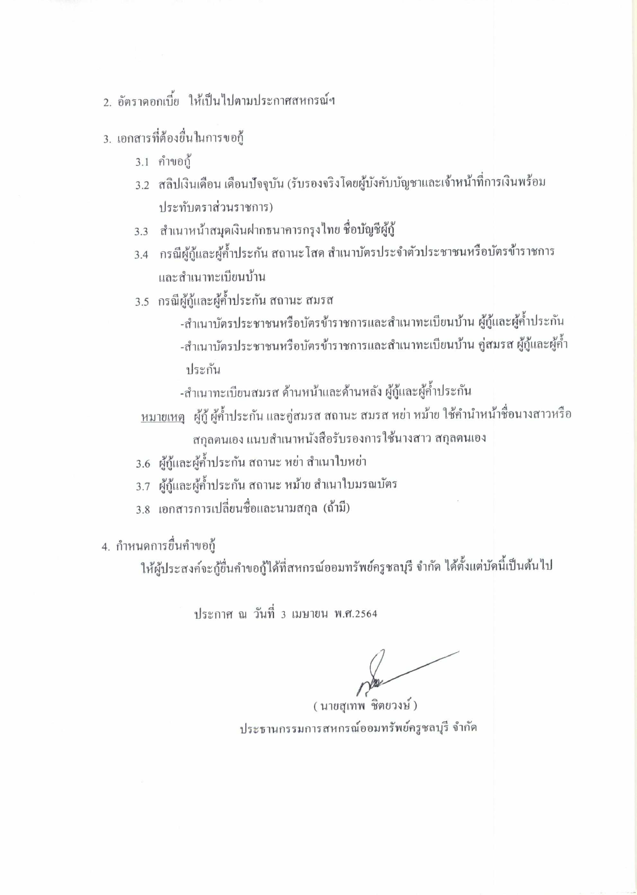2. อัตราดอกเบี้ย ให้เป็นไปตามประกาศสหกรณ์ฯ

3. เอกสารที่ต้องยื่นในการขอกู้

   3.1 คำขอกู้

   3.2 สลิปเงินเดือน เดือนปัจจุบัน (รับรองจริงโดยผู้บังคับบัญชาและเจ้าหน้าที่การเงินพร้อมประทับตราส่วนราชการ)

   3.3 สำเนาหน้าสมุดเงินฝากธนาคารกรุงไทย ชื่อบัญชีผู้กู้

   3.4 กรณีผู้กู้และผู้ค้ำประกัน สถานะโสด สำเนาบัตรประจำตัวประชาชนหรือบัตรข้าราชการและสำเนาทะเบียนบ้าน

   3.5 กรณีผู้กู้และผู้ค้ำประกัน สถานะ สมรส

   -สำเนาบัตรประชาชนหรือบัตรข้าราชการและสำเนาทะเบียนบ้าน ผู้กู้และผู้ค้ำประกัน

   -สำเนาบัตรประชาชนหรือบัตรข้าราชการและสำเนาทะเบียนบ้าน คู่สมรส ผู้กู้และผู้ค้ำประกัน

   -สำเนาทะเบียนสมรส ด้านหน้าและด้านหลัง ผู้กู้และผู้ค้ำประกัน

   <u>หมายเหตุ</u> ผู้กู้ ผู้ค้ำประกัน และคู่สมรส สถานะ สมรส หย่า หม้าย ใช้คำนำหน้าชื่อนางสาวหรือสกุลตนเอง แนบสำเนาหนังสือรับรองการใช้นางสาว สกุลตนเอง

   3.6 ผู้กู้และผู้ค้ำประกัน สถานะ หย่า สำเนาใบหย่า

   3.7 ผู้กู้และผู้ค้ำประกัน สถานะ หม้าย สำเนาใบมรณบัตร

   3.8 เอกสารการเปลี่ยนชื่อและนามสกุล (ถ้ามี)

4. กำหนดการยื่นคำขอกู้

   ให้ผู้ประสงค์จะกู้ยื่นคำขอกู้ได้ที่สหกรณ์ออมทรัพย์ครูชลบุรี จำกัด ได้ตั้งแต่บัดนี้เป็นต้นไป

ประกาศ ณ วันที่ 3 เมษายน พ.ศ.2564

(นายสุเทพ ชิตยวงษ์)

ประธานกรรมการสหกรณ์ออมทรัพย์ครูชลบุรี จำกัด